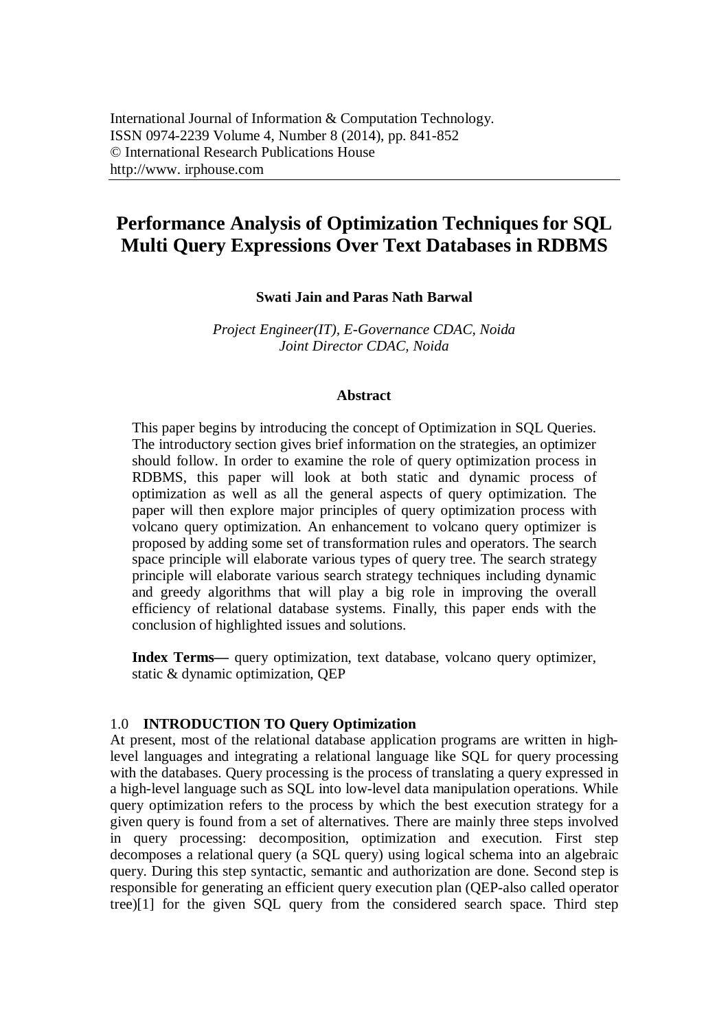International Journal of Information & Computation Technology.
ISSN 0974-2239 Volume 4, Number 8 (2014), pp. 841-852
© International Research Publications House
http://www. irphouse.com

# Performance Analysis of Optimization Techniques for SQL Multi Query Expressions Over Text Databases in RDBMS

**Swati Jain and Paras Nath Barwal**

*Project Engineer(IT), E-Governance CDAC, Noida*
*Joint Director CDAC, Noida*

## Abstract

This paper begins by introducing the concept of Optimization in SQL Queries. The introductory section gives brief information on the strategies, an optimizer should follow. In order to examine the role of query optimization process in RDBMS, this paper will look at both static and dynamic process of optimization as well as all the general aspects of query optimization. The paper will then explore major principles of query optimization process with volcano query optimization. An enhancement to volcano query optimizer is proposed by adding some set of transformation rules and operators. The search space principle will elaborate various types of query tree. The search strategy principle will elaborate various search strategy techniques including dynamic and greedy algorithms that will play a big role in improving the overall efficiency of relational database systems. Finally, this paper ends with the conclusion of highlighted issues and solutions.

**Index Terms—** query optimization, text database, volcano query optimizer, static & dynamic optimization, QEP

## 1.0 INTRODUCTION TO Query Optimization

At present, most of the relational database application programs are written in high-level languages and integrating a relational language like SQL for query processing with the databases. Query processing is the process of translating a query expressed in a high-level language such as SQL into low-level data manipulation operations. While query optimization refers to the process by which the best execution strategy for a given query is found from a set of alternatives. There are mainly three steps involved in query processing: decomposition, optimization and execution. First step decomposes a relational query (a SQL query) using logical schema into an algebraic query. During this step syntactic, semantic and authorization are done. Second step is responsible for generating an efficient query execution plan (QEP-also called operator tree)[1] for the given SQL query from the considered search space. Third step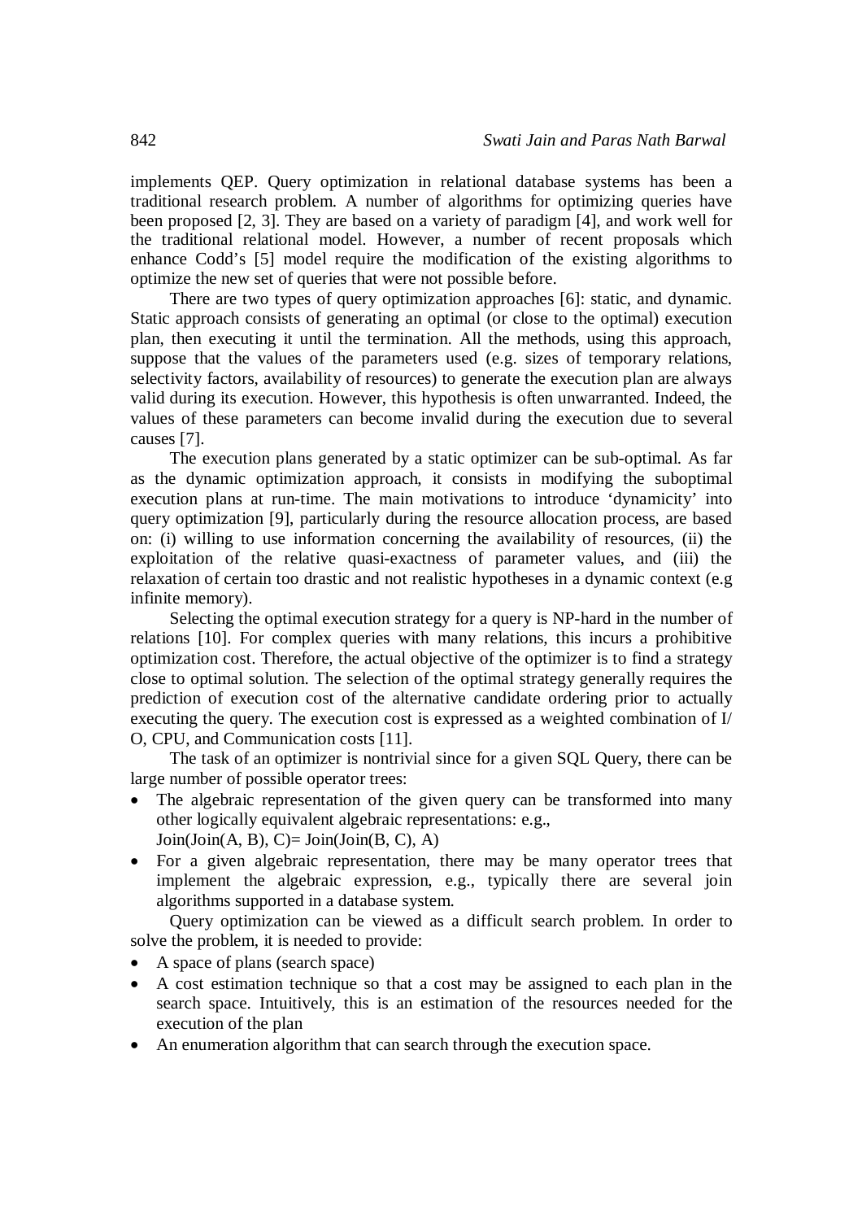implements QEP. Query optimization in relational database systems has been a traditional research problem. A number of algorithms for optimizing queries have been proposed [2, 3]. They are based on a variety of paradigm [4], and work well for the traditional relational model. However, a number of recent proposals which enhance Codd's [5] model require the modification of the existing algorithms to optimize the new set of queries that were not possible before.

There are two types of query optimization approaches [6]: static, and dynamic. Static approach consists of generating an optimal (or close to the optimal) execution plan, then executing it until the termination. All the methods, using this approach, suppose that the values of the parameters used (e.g. sizes of temporary relations, selectivity factors, availability of resources) to generate the execution plan are always valid during its execution. However, this hypothesis is often unwarranted. Indeed, the values of these parameters can become invalid during the execution due to several causes [7].

The execution plans generated by a static optimizer can be sub-optimal. As far as the dynamic optimization approach, it consists in modifying the suboptimal execution plans at run-time. The main motivations to introduce 'dynamicity' into query optimization [9], particularly during the resource allocation process, are based on: (i) willing to use information concerning the availability of resources, (ii) the exploitation of the relative quasi-exactness of parameter values, and (iii) the relaxation of certain too drastic and not realistic hypotheses in a dynamic context (e.g infinite memory).

Selecting the optimal execution strategy for a query is NP-hard in the number of relations [10]. For complex queries with many relations, this incurs a prohibitive optimization cost. Therefore, the actual objective of the optimizer is to find a strategy close to optimal solution. The selection of the optimal strategy generally requires the prediction of execution cost of the alternative candidate ordering prior to actually executing the query. The execution cost is expressed as a weighted combination of I/O, CPU, and Communication costs [11].

The task of an optimizer is nontrivial since for a given SQL Query, there can be large number of possible operator trees:

- The algebraic representation of the given query can be transformed into many other logically equivalent algebraic representations: e.g.,
  Join(Join(A, B), C)= Join(Join(B, C), A)
- For a given algebraic representation, there may be many operator trees that implement the algebraic expression, e.g., typically there are several join algorithms supported in a database system.

Query optimization can be viewed as a difficult search problem. In order to solve the problem, it is needed to provide:

- A space of plans (search space)
- A cost estimation technique so that a cost may be assigned to each plan in the search space. Intuitively, this is an estimation of the resources needed for the execution of the plan
- An enumeration algorithm that can search through the execution space.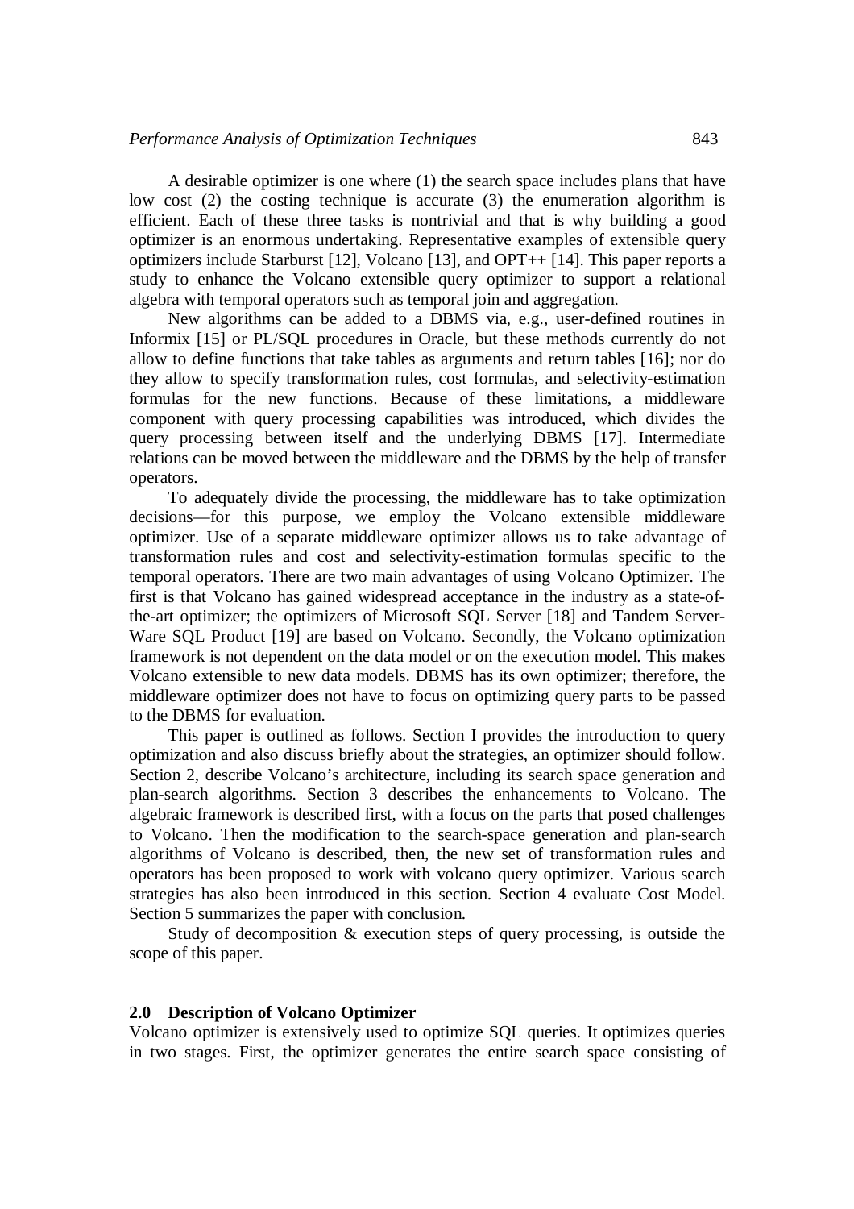A desirable optimizer is one where (1) the search space includes plans that have low cost (2) the costing technique is accurate (3) the enumeration algorithm is efficient. Each of these three tasks is nontrivial and that is why building a good optimizer is an enormous undertaking. Representative examples of extensible query optimizers include Starburst [12], Volcano [13], and OPT++ [14]. This paper reports a study to enhance the Volcano extensible query optimizer to support a relational algebra with temporal operators such as temporal join and aggregation.

New algorithms can be added to a DBMS via, e.g., user-defined routines in Informix [15] or PL/SQL procedures in Oracle, but these methods currently do not allow to define functions that take tables as arguments and return tables [16]; nor do they allow to specify transformation rules, cost formulas, and selectivity-estimation formulas for the new functions. Because of these limitations, a middleware component with query processing capabilities was introduced, which divides the query processing between itself and the underlying DBMS [17]. Intermediate relations can be moved between the middleware and the DBMS by the help of transfer operators.

To adequately divide the processing, the middleware has to take optimization decisions—for this purpose, we employ the Volcano extensible middleware optimizer. Use of a separate middleware optimizer allows us to take advantage of transformation rules and cost and selectivity-estimation formulas specific to the temporal operators. There are two main advantages of using Volcano Optimizer. The first is that Volcano has gained widespread acceptance in the industry as a state-of-the-art optimizer; the optimizers of Microsoft SQL Server [18] and Tandem Server-Ware SQL Product [19] are based on Volcano. Secondly, the Volcano optimization framework is not dependent on the data model or on the execution model. This makes Volcano extensible to new data models. DBMS has its own optimizer; therefore, the middleware optimizer does not have to focus on optimizing query parts to be passed to the DBMS for evaluation.

This paper is outlined as follows. Section I provides the introduction to query optimization and also discuss briefly about the strategies, an optimizer should follow. Section 2, describe Volcano's architecture, including its search space generation and plan-search algorithms. Section 3 describes the enhancements to Volcano. The algebraic framework is described first, with a focus on the parts that posed challenges to Volcano. Then the modification to the search-space generation and plan-search algorithms of Volcano is described, then, the new set of transformation rules and operators has been proposed to work with volcano query optimizer. Various search strategies has also been introduced in this section. Section 4 evaluate Cost Model. Section 5 summarizes the paper with conclusion.

Study of decomposition & execution steps of query processing, is outside the scope of this paper.

## 2.0 Description of Volcano Optimizer

Volcano optimizer is extensively used to optimize SQL queries. It optimizes queries in two stages. First, the optimizer generates the entire search space consisting of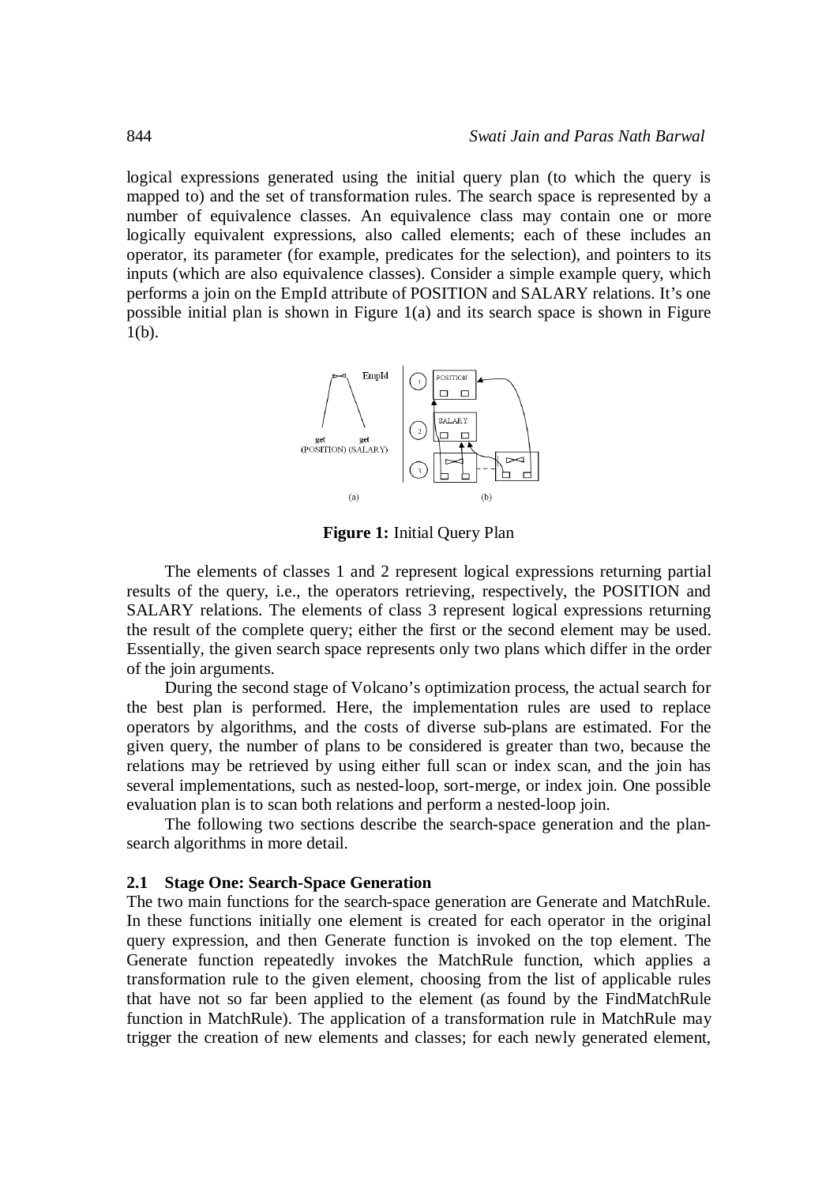logical expressions generated using the initial query plan (to which the query is mapped to) and the set of transformation rules. The search space is represented by a number of equivalence classes. An equivalence class may contain one or more logically equivalent expressions, also called elements; each of these includes an operator, its parameter (for example, predicates for the selection), and pointers to its inputs (which are also equivalence classes). Consider a simple example query, which performs a join on the EmpId attribute of POSITION and SALARY relations. It's one possible initial plan is shown in Figure 1(a) and its search space is shown in Figure 1(b).

**Figure 1:** Initial Query Plan

The elements of classes 1 and 2 represent logical expressions returning partial results of the query, i.e., the operators retrieving, respectively, the POSITION and SALARY relations. The elements of class 3 represent logical expressions returning the result of the complete query; either the first or the second element may be used. Essentially, the given search space represents only two plans which differ in the order of the join arguments.

During the second stage of Volcano's optimization process, the actual search for the best plan is performed. Here, the implementation rules are used to replace operators by algorithms, and the costs of diverse sub-plans are estimated. For the given query, the number of plans to be considered is greater than two, because the relations may be retrieved by using either full scan or index scan, and the join has several implementations, such as nested-loop, sort-merge, or index join. One possible evaluation plan is to scan both relations and perform a nested-loop join.

The following two sections describe the search-space generation and the plan-search algorithms in more detail.

### 2.1 Stage One: Search-Space Generation

The two main functions for the search-space generation are Generate and MatchRule. In these functions initially one element is created for each operator in the original query expression, and then Generate function is invoked on the top element. The Generate function repeatedly invokes the MatchRule function, which applies a transformation rule to the given element, choosing from the list of applicable rules that have not so far been applied to the element (as found by the FindMatchRule function in MatchRule). The application of a transformation rule in MatchRule may trigger the creation of new elements and classes; for each newly generated element,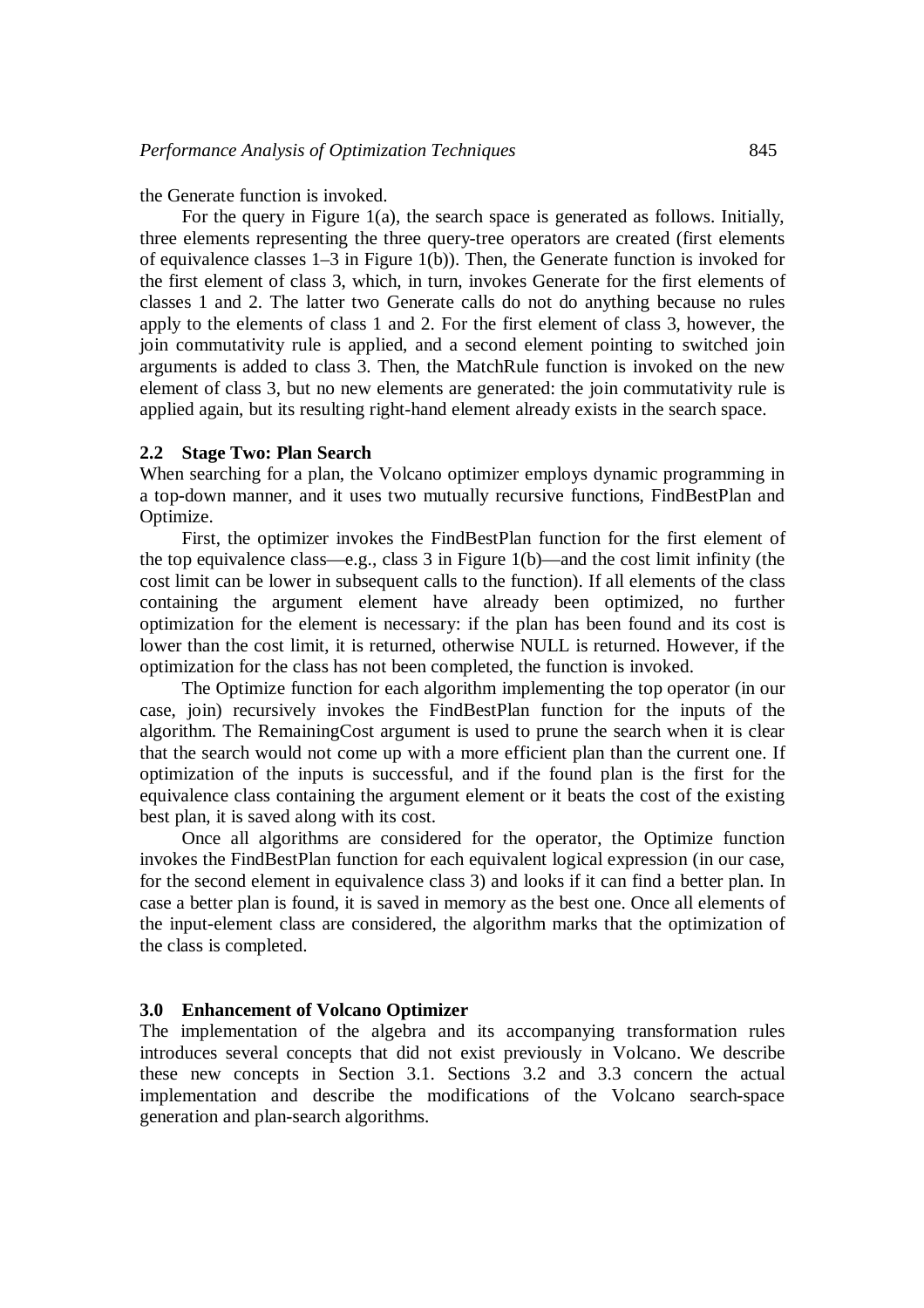the Generate function is invoked.

For the query in Figure 1(a), the search space is generated as follows. Initially, three elements representing the three query-tree operators are created (first elements of equivalence classes 1–3 in Figure 1(b)). Then, the Generate function is invoked for the first element of class 3, which, in turn, invokes Generate for the first elements of classes 1 and 2. The latter two Generate calls do not do anything because no rules apply to the elements of class 1 and 2. For the first element of class 3, however, the join commutativity rule is applied, and a second element pointing to switched join arguments is added to class 3. Then, the MatchRule function is invoked on the new element of class 3, but no new elements are generated: the join commutativity rule is applied again, but its resulting right-hand element already exists in the search space.

### 2.2 Stage Two: Plan Search

When searching for a plan, the Volcano optimizer employs dynamic programming in a top-down manner, and it uses two mutually recursive functions, FindBestPlan and Optimize.

First, the optimizer invokes the FindBestPlan function for the first element of the top equivalence class—e.g., class 3 in Figure 1(b)—and the cost limit infinity (the cost limit can be lower in subsequent calls to the function). If all elements of the class containing the argument element have already been optimized, no further optimization for the element is necessary: if the plan has been found and its cost is lower than the cost limit, it is returned, otherwise NULL is returned. However, if the optimization for the class has not been completed, the function is invoked.

The Optimize function for each algorithm implementing the top operator (in our case, join) recursively invokes the FindBestPlan function for the inputs of the algorithm. The RemainingCost argument is used to prune the search when it is clear that the search would not come up with a more efficient plan than the current one. If optimization of the inputs is successful, and if the found plan is the first for the equivalence class containing the argument element or it beats the cost of the existing best plan, it is saved along with its cost.

Once all algorithms are considered for the operator, the Optimize function invokes the FindBestPlan function for each equivalent logical expression (in our case, for the second element in equivalence class 3) and looks if it can find a better plan. In case a better plan is found, it is saved in memory as the best one. Once all elements of the input-element class are considered, the algorithm marks that the optimization of the class is completed.

## 3.0 Enhancement of Volcano Optimizer

The implementation of the algebra and its accompanying transformation rules introduces several concepts that did not exist previously in Volcano. We describe these new concepts in Section 3.1. Sections 3.2 and 3.3 concern the actual implementation and describe the modifications of the Volcano search-space generation and plan-search algorithms.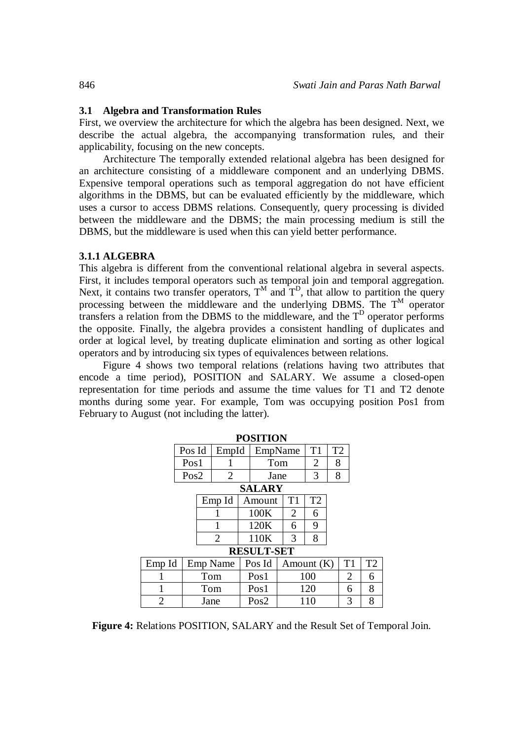### 3.1 Algebra and Transformation Rules

First, we overview the architecture for which the algebra has been designed. Next, we describe the actual algebra, the accompanying transformation rules, and their applicability, focusing on the new concepts.

Architecture The temporally extended relational algebra has been designed for an architecture consisting of a middleware component and an underlying DBMS. Expensive temporal operations such as temporal aggregation do not have efficient algorithms in the DBMS, but can be evaluated efficiently by the middleware, which uses a cursor to access DBMS relations. Consequently, query processing is divided between the middleware and the DBMS; the main processing medium is still the DBMS, but the middleware is used when this can yield better performance.

#### 3.1.1 ALGEBRA

This algebra is different from the conventional relational algebra in several aspects. First, it includes temporal operators such as temporal join and temporal aggregation. Next, it contains two transfer operators, $T^M$ and $T^D$, that allow to partition the query processing between the middleware and the underlying DBMS. The $T^M$ operator transfers a relation from the DBMS to the middleware, and the $T^D$ operator performs the opposite. Finally, the algebra provides a consistent handling of duplicates and order at logical level, by treating duplicate elimination and sorting as other logical operators and by introducing six types of equivalences between relations.

Figure 4 shows two temporal relations (relations having two attributes that encode a time period), POSITION and SALARY. We assume a closed-open representation for time periods and assume the time values for T1 and T2 denote months during some year. For example, Tom was occupying position Pos1 from February to August (not including the latter).

**POSITION**

| Pos Id | EmpId | EmpName | T1 | T2 |
|---|---|---|---|---|
| Pos1 | 1 | Tom | 2 | 8 |
| Pos2 | 2 | Jane | 3 | 8 |

**SALARY**

| Emp Id | Amount | T1 | T2 |
|---|---|---|---|
| 1 | 100K | 2 | 6 |
| 1 | 120K | 6 | 9 |
| 2 | 110K | 3 | 8 |

**RESULT-SET**

| Emp Id | Emp Name | Pos Id | Amount (K) | T1 | T2 |
|---|---|---|---|---|---|
| 1 | Tom | Pos1 | 100 | 2 | 6 |
| 1 | Tom | Pos1 | 120 | 6 | 8 |
| 2 | Jane | Pos2 | 110 | 3 | 8 |

**Figure 4:** Relations POSITION, SALARY and the Result Set of Temporal Join.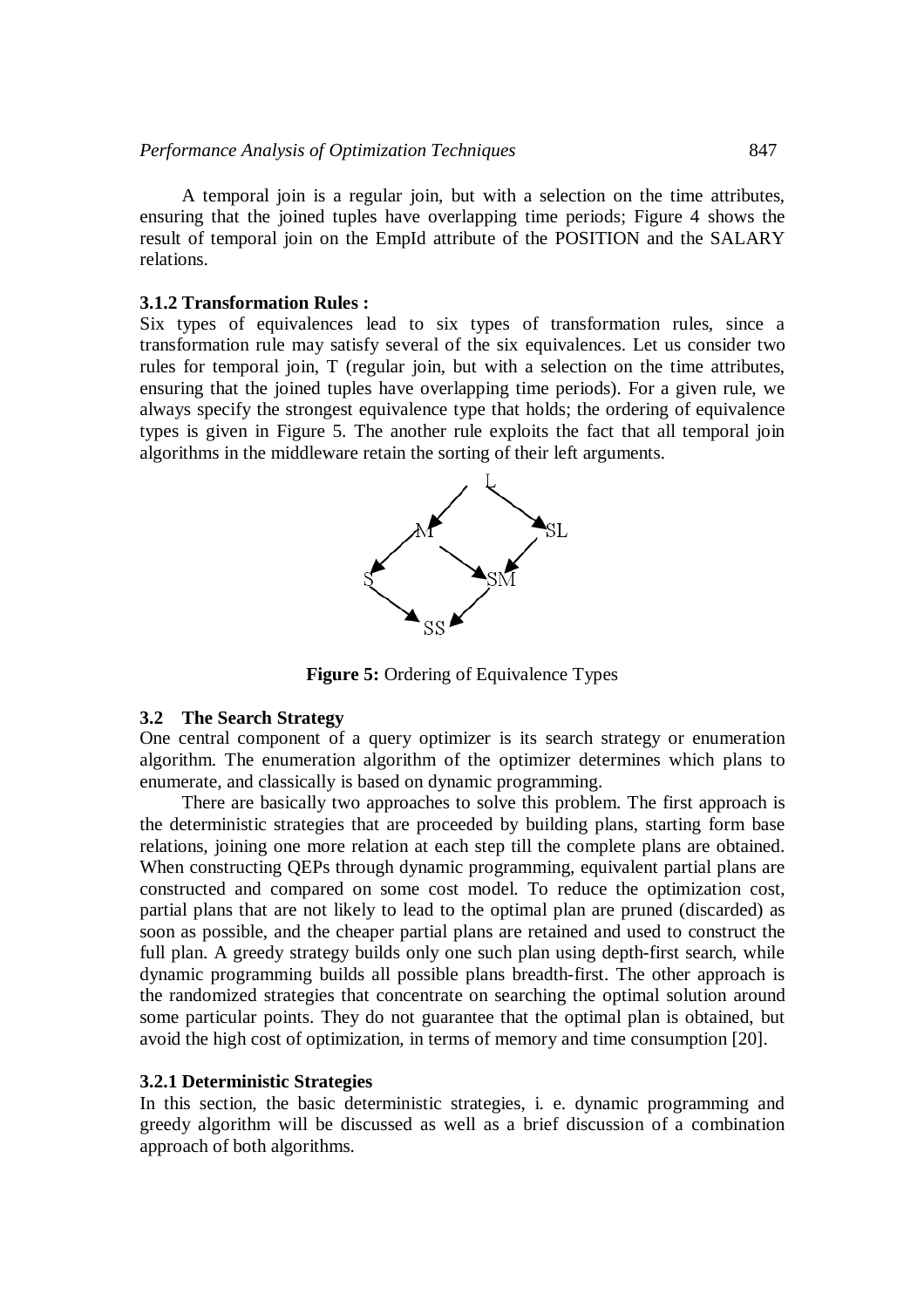A temporal join is a regular join, but with a selection on the time attributes, ensuring that the joined tuples have overlapping time periods; Figure 4 shows the result of temporal join on the EmpId attribute of the POSITION and the SALARY relations.

### 3.1.2 Transformation Rules :

Six types of equivalences lead to six types of transformation rules, since a transformation rule may satisfy several of the six equivalences. Let us consider two rules for temporal join, T (regular join, but with a selection on the time attributes, ensuring that the joined tuples have overlapping time periods). For a given rule, we always specify the strongest equivalence type that holds; the ordering of equivalence types is given in Figure 5. The another rule exploits the fact that all temporal join algorithms in the middleware retain the sorting of their left arguments.

**Figure 5:** Ordering of Equivalence Types

## 3.2 The Search Strategy

One central component of a query optimizer is its search strategy or enumeration algorithm. The enumeration algorithm of the optimizer determines which plans to enumerate, and classically is based on dynamic programming.

There are basically two approaches to solve this problem. The first approach is the deterministic strategies that are proceeded by building plans, starting form base relations, joining one more relation at each step till the complete plans are obtained. When constructing QEPs through dynamic programming, equivalent partial plans are constructed and compared on some cost model. To reduce the optimization cost, partial plans that are not likely to lead to the optimal plan are pruned (discarded) as soon as possible, and the cheaper partial plans are retained and used to construct the full plan. A greedy strategy builds only one such plan using depth-first search, while dynamic programming builds all possible plans breadth-first. The other approach is the randomized strategies that concentrate on searching the optimal solution around some particular points. They do not guarantee that the optimal plan is obtained, but avoid the high cost of optimization, in terms of memory and time consumption [20].

### 3.2.1 Deterministic Strategies

In this section, the basic deterministic strategies, i. e. dynamic programming and greedy algorithm will be discussed as well as a brief discussion of a combination approach of both algorithms.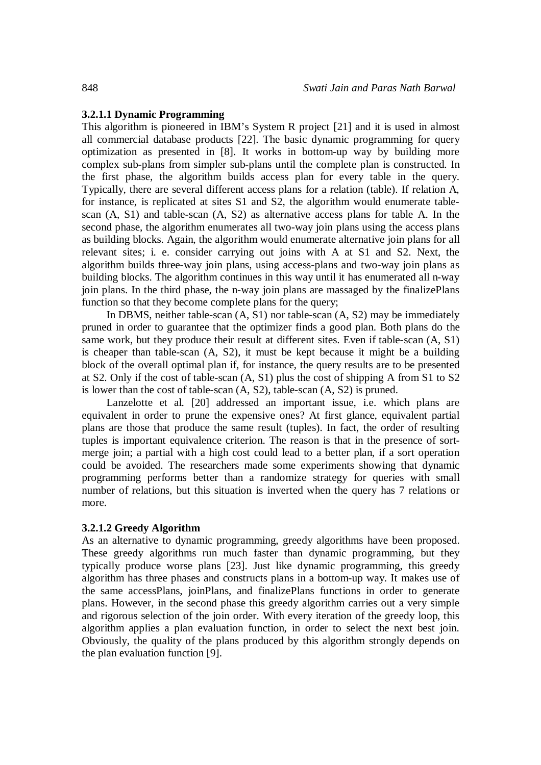#### 3.2.1.1 Dynamic Programming

This algorithm is pioneered in IBM's System R project [21] and it is used in almost all commercial database products [22]. The basic dynamic programming for query optimization as presented in [8]. It works in bottom-up way by building more complex sub-plans from simpler sub-plans until the complete plan is constructed. In the first phase, the algorithm builds access plan for every table in the query. Typically, there are several different access plans for a relation (table). If relation A, for instance, is replicated at sites S1 and S2, the algorithm would enumerate table-scan (A, S1) and table-scan (A, S2) as alternative access plans for table A. In the second phase, the algorithm enumerates all two-way join plans using the access plans as building blocks. Again, the algorithm would enumerate alternative join plans for all relevant sites; i. e. consider carrying out joins with A at S1 and S2. Next, the algorithm builds three-way join plans, using access-plans and two-way join plans as building blocks. The algorithm continues in this way until it has enumerated all n-way join plans. In the third phase, the n-way join plans are massaged by the finalizePlans function so that they become complete plans for the query;

In DBMS, neither table-scan (A, S1) nor table-scan (A, S2) may be immediately pruned in order to guarantee that the optimizer finds a good plan. Both plans do the same work, but they produce their result at different sites. Even if table-scan (A, S1) is cheaper than table-scan (A, S2), it must be kept because it might be a building block of the overall optimal plan if, for instance, the query results are to be presented at S2. Only if the cost of table-scan (A, S1) plus the cost of shipping A from S1 to S2 is lower than the cost of table-scan (A, S2), table-scan (A, S2) is pruned.

Lanzelotte et al. [20] addressed an important issue, i.e. which plans are equivalent in order to prune the expensive ones? At first glance, equivalent partial plans are those that produce the same result (tuples). In fact, the order of resulting tuples is important equivalence criterion. The reason is that in the presence of sort-merge join; a partial with a high cost could lead to a better plan, if a sort operation could be avoided. The researchers made some experiments showing that dynamic programming performs better than a randomize strategy for queries with small number of relations, but this situation is inverted when the query has 7 relations or more.

#### 3.2.1.2 Greedy Algorithm

As an alternative to dynamic programming, greedy algorithms have been proposed. These greedy algorithms run much faster than dynamic programming, but they typically produce worse plans [23]. Just like dynamic programming, this greedy algorithm has three phases and constructs plans in a bottom-up way. It makes use of the same accessPlans, joinPlans, and finalizePlans functions in order to generate plans. However, in the second phase this greedy algorithm carries out a very simple and rigorous selection of the join order. With every iteration of the greedy loop, this algorithm applies a plan evaluation function, in order to select the next best join. Obviously, the quality of the plans produced by this algorithm strongly depends on the plan evaluation function [9].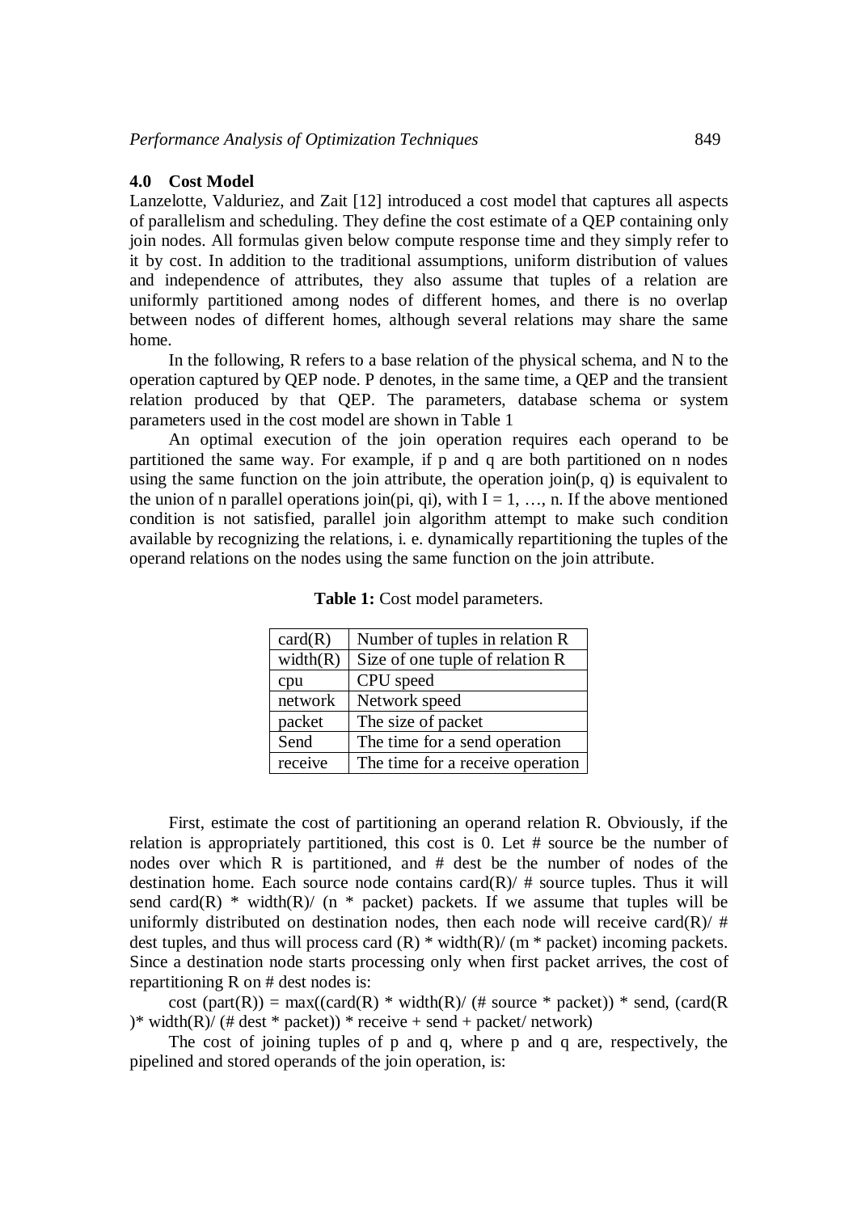### 4.0 Cost Model

Lanzelotte, Valduriez, and Zait [12] introduced a cost model that captures all aspects of parallelism and scheduling. They define the cost estimate of a QEP containing only join nodes. All formulas given below compute response time and they simply refer to it by cost. In addition to the traditional assumptions, uniform distribution of values and independence of attributes, they also assume that tuples of a relation are uniformly partitioned among nodes of different homes, and there is no overlap between nodes of different homes, although several relations may share the same home.

In the following, R refers to a base relation of the physical schema, and N to the operation captured by QEP node. P denotes, in the same time, a QEP and the transient relation produced by that QEP. The parameters, database schema or system parameters used in the cost model are shown in Table 1

An optimal execution of the join operation requires each operand to be partitioned the same way. For example, if p and q are both partitioned on n nodes using the same function on the join attribute, the operation join(p, q) is equivalent to the union of n parallel operations join(pi, qi), with I = 1, …, n. If the above mentioned condition is not satisfied, parallel join algorithm attempt to make such condition available by recognizing the relations, i. e. dynamically repartitioning the tuples of the operand relations on the nodes using the same function on the join attribute.

**Table 1:** Cost model parameters.

| | |
|---|---|
| card(R) | Number of tuples in relation R |
| width(R) | Size of one tuple of relation R |
| cpu | CPU speed |
| network | Network speed |
| packet | The size of packet |
| Send | The time for a send operation |
| receive | The time for a receive operation |

First, estimate the cost of partitioning an operand relation R. Obviously, if the relation is appropriately partitioned, this cost is 0. Let # source be the number of nodes over which R is partitioned, and # dest be the number of nodes of the destination home. Each source node contains card(R)/ # source tuples. Thus it will send card(R) * width(R)/ (n * packet) packets. If we assume that tuples will be uniformly distributed on destination nodes, then each node will receive card(R)/ # dest tuples, and thus will process card (R) * width(R)/ (m * packet) incoming packets. Since a destination node starts processing only when first packet arrives, the cost of repartitioning R on # dest nodes is:

cost (part(R)) = max((card(R) * width(R)/ (# source * packet)) * send, (card(R )* width(R)/ (# dest * packet)) * receive + send + packet/ network)

The cost of joining tuples of p and q, where p and q are, respectively, the pipelined and stored operands of the join operation, is: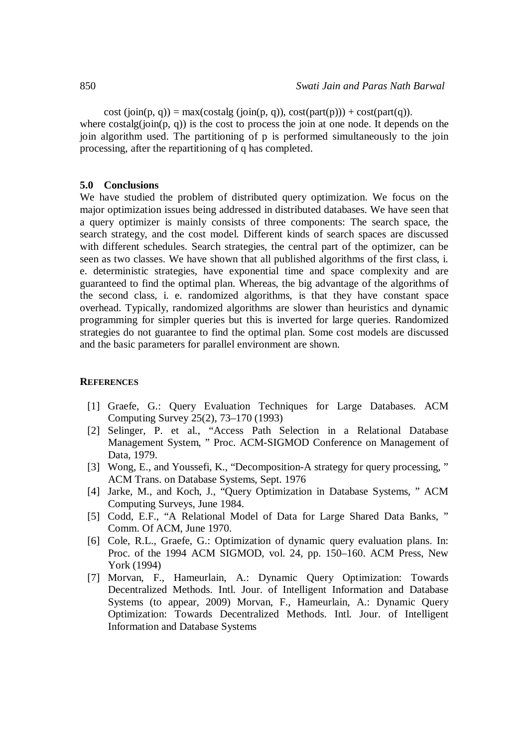$$\text{cost}(\text{join}(p, q)) = \max(\text{costalg}(\text{join}(p, q)), \text{cost}(\text{part}(p))) + \text{cost}(\text{part}(q)).$$

where costalg(join(p, q)) is the cost to process the join at one node. It depends on the join algorithm used. The partitioning of p is performed simultaneously to the join processing, after the repartitioning of q has completed.

## 5.0 Conclusions

We have studied the problem of distributed query optimization. We focus on the major optimization issues being addressed in distributed databases. We have seen that a query optimizer is mainly consists of three components: The search space, the search strategy, and the cost model. Different kinds of search spaces are discussed with different schedules. Search strategies, the central part of the optimizer, can be seen as two classes. We have shown that all published algorithms of the first class, i. e. deterministic strategies, have exponential time and space complexity and are guaranteed to find the optimal plan. Whereas, the big advantage of the algorithms of the second class, i. e. randomized algorithms, is that they have constant space overhead. Typically, randomized algorithms are slower than heuristics and dynamic programming for simpler queries but this is inverted for large queries. Randomized strategies do not guarantee to find the optimal plan. Some cost models are discussed and the basic parameters for parallel environment are shown.

## REFERENCES

[1] Graefe, G.: Query Evaluation Techniques for Large Databases. ACM Computing Survey 25(2), 73–170 (1993)

[2] Selinger, P. et al., "Access Path Selection in a Relational Database Management System, " Proc. ACM-SIGMOD Conference on Management of Data, 1979.

[3] Wong, E., and Youssefi, K., "Decomposition-A strategy for query processing, " ACM Trans. on Database Systems, Sept. 1976

[4] Jarke, M., and Koch, J., "Query Optimization in Database Systems, " ACM Computing Surveys, June 1984.

[5] Codd, E.F., "A Relational Model of Data for Large Shared Data Banks, " Comm. Of ACM, June 1970.

[6] Cole, R.L., Graefe, G.: Optimization of dynamic query evaluation plans. In: Proc. of the 1994 ACM SIGMOD, vol. 24, pp. 150–160. ACM Press, New York (1994)

[7] Morvan, F., Hameurlain, A.: Dynamic Query Optimization: Towards Decentralized Methods. Intl. Jour. of Intelligent Information and Database Systems (to appear, 2009) Morvan, F., Hameurlain, A.: Dynamic Query Optimization: Towards Decentralized Methods. Intl. Jour. of Intelligent Information and Database Systems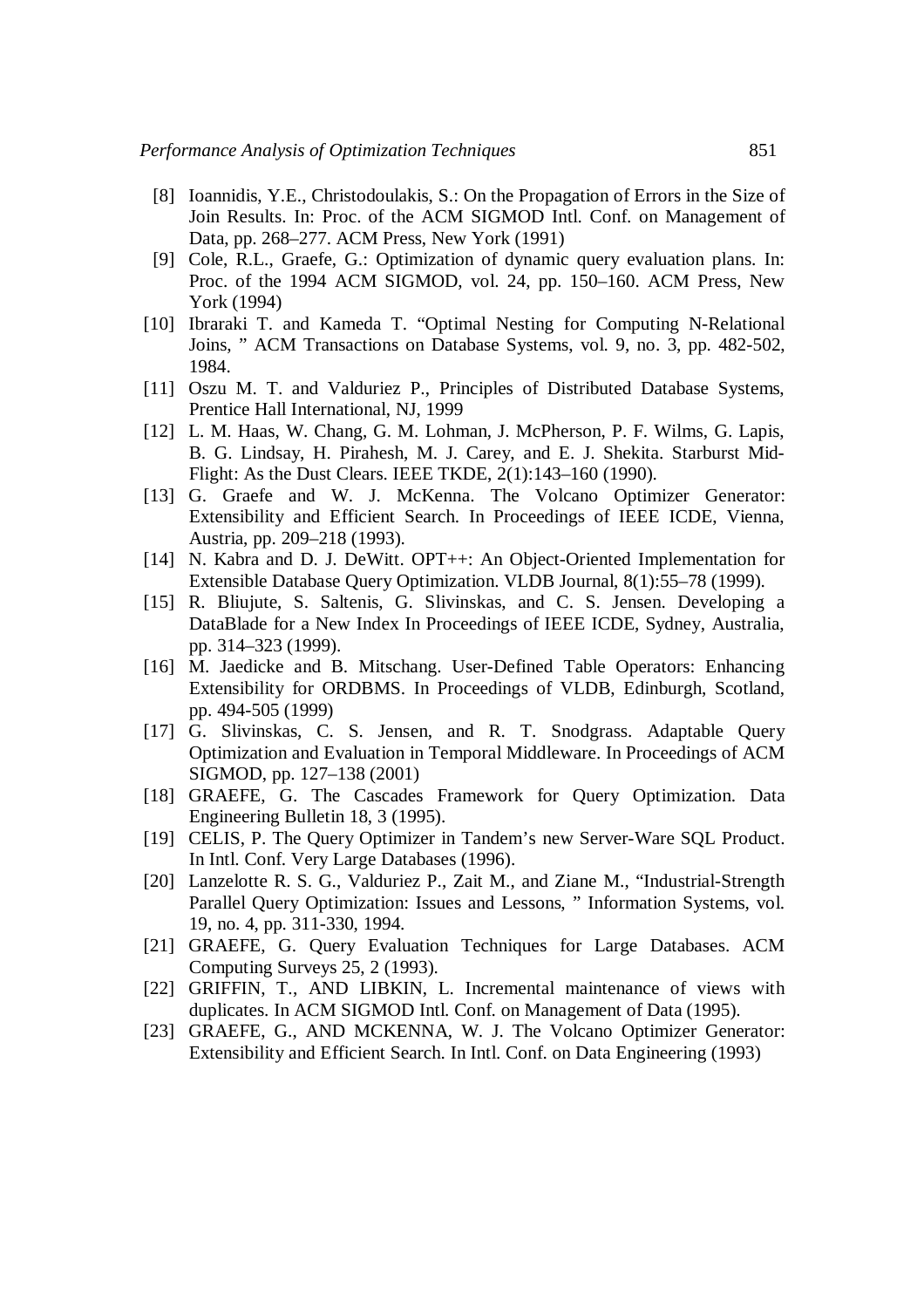[8] Ioannidis, Y.E., Christodoulakis, S.: On the Propagation of Errors in the Size of Join Results. In: Proc. of the ACM SIGMOD Intl. Conf. on Management of Data, pp. 268–277. ACM Press, New York (1991)

[9] Cole, R.L., Graefe, G.: Optimization of dynamic query evaluation plans. In: Proc. of the 1994 ACM SIGMOD, vol. 24, pp. 150–160. ACM Press, New York (1994)

[10] Ibraraki T. and Kameda T. "Optimal Nesting for Computing N-Relational Joins, " ACM Transactions on Database Systems, vol. 9, no. 3, pp. 482-502, 1984.

[11] Oszu M. T. and Valduriez P., Principles of Distributed Database Systems, Prentice Hall International, NJ, 1999

[12] L. M. Haas, W. Chang, G. M. Lohman, J. McPherson, P. F. Wilms, G. Lapis, B. G. Lindsay, H. Pirahesh, M. J. Carey, and E. J. Shekita. Starburst Mid-Flight: As the Dust Clears. IEEE TKDE, 2(1):143–160 (1990).

[13] G. Graefe and W. J. McKenna. The Volcano Optimizer Generator: Extensibility and Efficient Search. In Proceedings of IEEE ICDE, Vienna, Austria, pp. 209–218 (1993).

[14] N. Kabra and D. J. DeWitt. OPT++: An Object-Oriented Implementation for Extensible Database Query Optimization. VLDB Journal, 8(1):55–78 (1999).

[15] R. Bliujute, S. Saltenis, G. Slivinskas, and C. S. Jensen. Developing a DataBlade for a New Index In Proceedings of IEEE ICDE, Sydney, Australia, pp. 314–323 (1999).

[16] M. Jaedicke and B. Mitschang. User-Defined Table Operators: Enhancing Extensibility for ORDBMS. In Proceedings of VLDB, Edinburgh, Scotland, pp. 494-505 (1999)

[17] G. Slivinskas, C. S. Jensen, and R. T. Snodgrass. Adaptable Query Optimization and Evaluation in Temporal Middleware. In Proceedings of ACM SIGMOD, pp. 127–138 (2001)

[18] GRAEFE, G. The Cascades Framework for Query Optimization. Data Engineering Bulletin 18, 3 (1995).

[19] CELIS, P. The Query Optimizer in Tandem's new Server-Ware SQL Product. In Intl. Conf. Very Large Databases (1996).

[20] Lanzelotte R. S. G., Valduriez P., Zait M., and Ziane M., "Industrial-Strength Parallel Query Optimization: Issues and Lessons, " Information Systems, vol. 19, no. 4, pp. 311-330, 1994.

[21] GRAEFE, G. Query Evaluation Techniques for Large Databases. ACM Computing Surveys 25, 2 (1993).

[22] GRIFFIN, T., AND LIBKIN, L. Incremental maintenance of views with duplicates. In ACM SIGMOD Intl. Conf. on Management of Data (1995).

[23] GRAEFE, G., AND MCKENNA, W. J. The Volcano Optimizer Generator: Extensibility and Efficient Search. In Intl. Conf. on Data Engineering (1993)